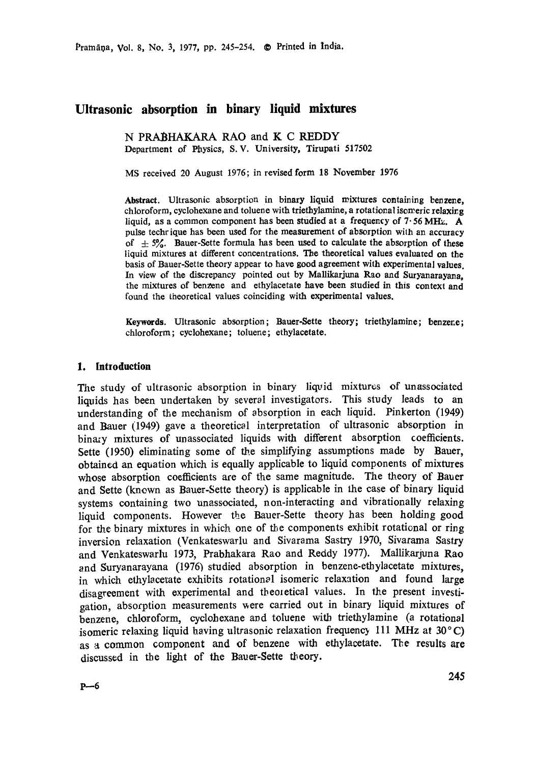# Ultrasonic absorption in binary liquid mixtures

N PRABHAKARA RAO and K C REDDY
Department of Physics, S. V. University, Tirupati 517502

MS received 20 August 1976; in revised form 18 November 1976

**Abstract.** Ultrasonic absorption in binary liquid mixtures containing benzene, chloroform, cyclohexane and toluene with triethylamine, a rotational isomeric relaxing liquid, as a common component has been studied at a frequency of 7·56 MHz. A pulse technique has been used for the measurement of absorption with an accuracy of $\pm 5\%$. Bauer-Sette formula has been used to calculate the absorption of these liquid mixtures at different concentrations. The theoretical values evaluated on the basis of Bauer-Sette theory appear to have good agreement with experimental values. In view of the discrepancy pointed out by Mallikarjuna Rao and Suryanarayana, the mixtures of benzene and ethylacetate have been studied in this context and found the theoretical values coinciding with experimental values.

**Keywords.** Ultrasonic absorption; Bauer-Sette theory; triethylamine; benzene; chloroform; cyclohexane; toluene; ethylacetate.

## 1. Introduction

The study of ultrasonic absorption in binary liquid mixtures of unassociated liquids has been undertaken by several investigators. This study leads to an understanding of the mechanism of absorption in each liquid. Pinkerton (1949) and Bauer (1949) gave a theoretical interpretation of ultrasonic absorption in binary mixtures of unassociated liquids with different absorption coefficients. Sette (1950) eliminating some of the simplifying assumptions made by Bauer, obtained an equation which is equally applicable to liquid components of mixtures whose absorption coefficients are of the same magnitude. The theory of Bauer and Sette (known as Bauer-Sette theory) is applicable in the case of binary liquid systems containing two unassociated, non-interacting and vibrationally relaxing liquid components. However the Bauer-Sette theory has been holding good for the binary mixtures in which one of the components exhibit rotational or ring inversion relaxation (Venkateswarlu and Sivarama Sastry 1970, Sivarama Sastry and Venkateswarlu 1973, Prabhakara Rao and Reddy 1977). Mallikarjuna Rao and Suryanarayana (1976) studied absorption in benzene-ethylacetate mixtures, in which ethylacetate exhibits rotational isomeric relaxation and found large disagreement with experimental and theoretical values. In the present investigation, absorption measurements were carried out in binary liquid mixtures of benzene, chloroform, cyclohexane and toluene with triethylamine (a rotational isomeric relaxing liquid having ultrasonic relaxation frequency 111 MHz at 30°C) as a common component and of benzene with ethylacetate. The results are discussed in the light of the Bauer-Sette theory.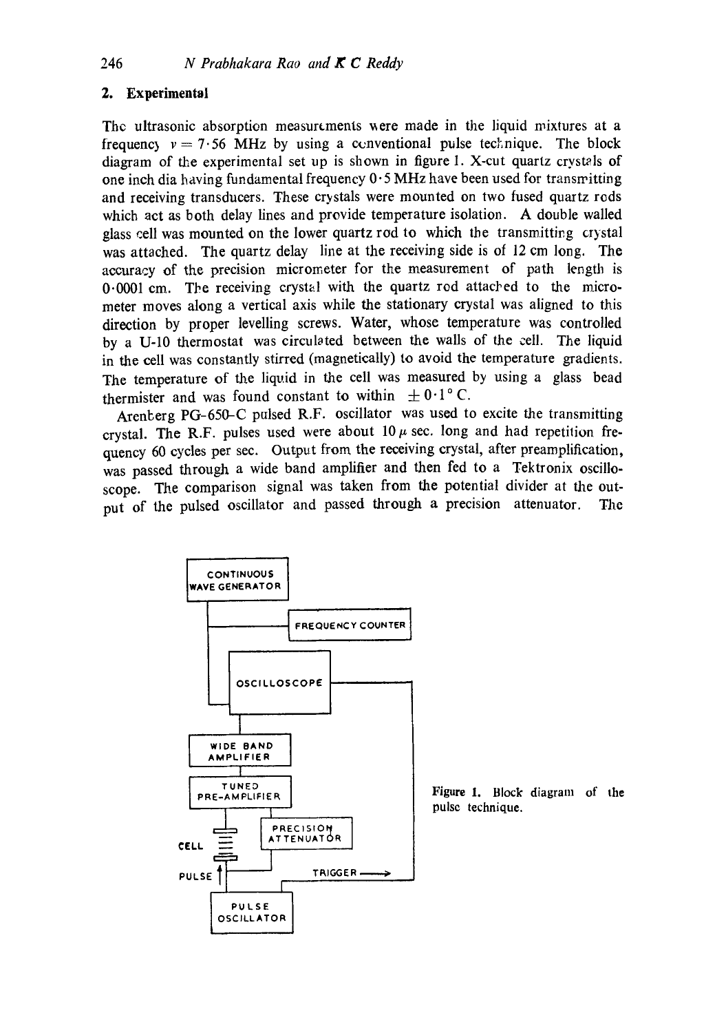## 2. Experimental

The ultrasonic absorption measurements were made in the liquid mixtures at a frequency $\nu = 7 \cdot 56$ MHz by using a conventional pulse technique. The block diagram of the experimental set up is shown in figure 1. X-cut quartz crystals of one inch dia having fundamental frequency $0 \cdot 5$ MHz have been used for transmitting and receiving transducers. These crystals were mounted on two fused quartz rods which act as both delay lines and provide temperature isolation. A double walled glass cell was mounted on the lower quartz rod to which the transmitting crystal was attached. The quartz delay line at the receiving side is of 12 cm long. The accuracy of the precision micrometer for the measurement of path length is $0 \cdot 0001$ cm. The receiving crystal with the quartz rod attached to the micrometer moves along a vertical axis while the stationary crystal was aligned to this direction by proper levelling screws. Water, whose temperature was controlled by a U-10 thermostat was circulated between the walls of the cell. The liquid in the cell was constantly stirred (magnetically) to avoid the temperature gradients. The temperature of the liquid in the cell was measured by using a glass bead thermister and was found constant to within $\pm 0 \cdot 1°$ C.

Arenberg PG-650-C pulsed R.F. oscillator was used to excite the transmitting crystal. The R.F. pulses used were about $10\,\mu$ sec. long and had repetition frequency 60 cycles per sec. Output from the receiving crystal, after preamplification, was passed through a wide band amplifier and then fed to a Tektronix oscilloscope. The comparison signal was taken from the potential divider at the output of the pulsed oscillator and passed through a precision attenuator. The

CONTINUOUS WAVE GENERATOR — FREQUENCY COUNTER — OSCILLOSCOPE — WIDE BAND AMPLIFIER — TUNED PRE-AMPLIFIER — CELL — PRECISION ATTENUATOR — PULSE — TRIGGER — PULSE OSCILLATOR

Figure 1. Block diagram of the pulse technique.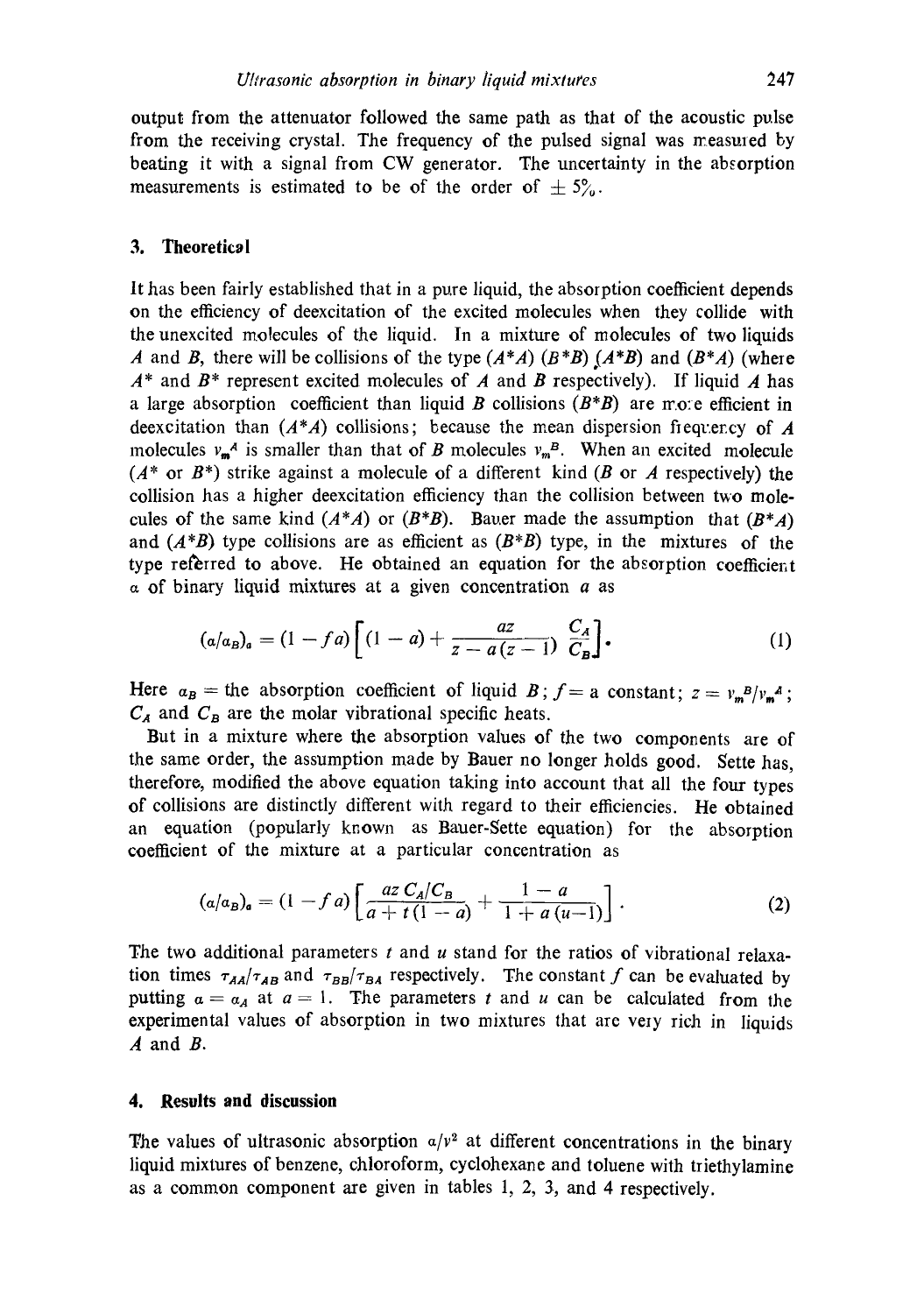output from the attenuator followed the same path as that of the acoustic pulse from the receiving crystal. The frequency of the pulsed signal was measured by beating it with a signal from CW generator. The uncertainty in the absorption measurements is estimated to be of the order of $\pm 5\%$.

## 3. Theoretical

It has been fairly established that in a pure liquid, the absorption coefficient depends on the efficiency of deexcitation of the excited molecules when they collide with the unexcited molecules of the liquid. In a mixture of molecules of two liquids $A$ and $B$, there will be collisions of the type $(A^*A)$ $(B^*B)$ $(A^*B)$ and $(B^*A)$ (where $A^*$ and $B^*$ represent excited molecules of $A$ and $B$ respectively). If liquid $A$ has a large absorption coefficient than liquid $B$ collisions $(B^*B)$ are more efficient in deexcitation than $(A^*A)$ collisions; because the mean dispersion frequency of $A$ molecules $\nu_m^A$ is smaller than that of $B$ molecules $\nu_m^B$. When an excited molecule ($A^*$ or $B^*$) strike against a molecule of a different kind ($B$ or $A$ respectively) the collision has a higher deexcitation efficiency than the collision between two molecules of the same kind $(A^*A)$ or $(B^*B)$. Bauer made the assumption that $(B^*A)$ and $(A^*B)$ type collisions are as efficient as $(B^*B)$ type, in the mixtures of the type referred to above. He obtained an equation for the absorption coefficient $\alpha$ of binary liquid mixtures at a given concentration $a$ as

$$(\alpha/\alpha_B)_a = (1 - fa)\left[(1 - a) + \frac{az}{z - a(z-1)}\,\frac{C_A}{C_B}\right]. \tag{1}$$

Here $\alpha_B$ = the absorption coefficient of liquid $B$; $f$ = a constant; $z = \nu_m^B/\nu_m^A$; $C_A$ and $C_B$ are the molar vibrational specific heats.

But in a mixture where the absorption values of the two components are of the same order, the assumption made by Bauer no longer holds good. Sette has, therefore, modified the above equation taking into account that all the four types of collisions are distinctly different with regard to their efficiencies. He obtained an equation (popularly known as Bauer-Sette equation) for the absorption coefficient of the mixture at a particular concentration as

$$(\alpha/\alpha_B)_a = (1 - fa)\left[\frac{az\,C_A/C_B}{a + t(1-a)} + \frac{1 - a}{1 + a(u-1)}\right]. \tag{2}$$

The two additional parameters $t$ and $u$ stand for the ratios of vibrational relaxation times $\tau_{AA}/\tau_{AB}$ and $\tau_{BB}/\tau_{BA}$ respectively. The constant $f$ can be evaluated by putting $\alpha = \alpha_A$ at $a = 1$. The parameters $t$ and $u$ can be calculated from the experimental values of absorption in two mixtures that are very rich in liquids $A$ and $B$.

## 4. Results and discussion

The values of ultrasonic absorption $\alpha/\nu^2$ at different concentrations in the binary liquid mixtures of benzene, chloroform, cyclohexane and toluene with triethylamine as a common component are given in tables 1, 2, 3, and 4 respectively.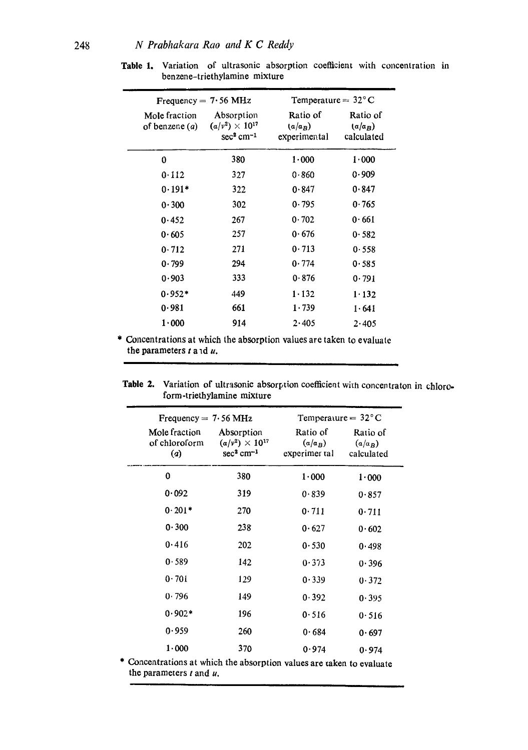**Table 1.** Variation of ultrasonic absorption coefficient with concentration in benzene-triethylamine mixture

| Frequency = 7·56 MHz | | Temperature = 32° C | |
|---|---|---|---|
| Mole fraction of benzene ($a$) | Absorption $(\alpha/\nu^2) \times 10^{17}$ $sec^2 cm^{-1}$ | Ratio of $(\alpha/\alpha_B)$ experimental | Ratio of $(\alpha/\alpha_B)$ calculated |
| 0 | 380 | 1·000 | 1·000 |
| 0·112 | 327 | 0·860 | 0·909 |
| 0·191* | 322 | 0·847 | 0·847 |
| 0·300 | 302 | 0·795 | 0·765 |
| 0·452 | 267 | 0·702 | 0·661 |
| 0·605 | 257 | 0·676 | 0·582 |
| 0·712 | 271 | 0·713 | 0·558 |
| 0·799 | 294 | 0·774 | 0·585 |
| 0·903 | 333 | 0·876 | 0·791 |
| 0·952* | 449 | 1·132 | 1·132 |
| 0·981 | 661 | 1·739 | 1·641 |
| 1·000 | 914 | 2·405 | 2·405 |

* Concentrations at which the absorption values are taken to evaluate the parameters $t$ and $u$.

**Table 2.** Variation of ultrasonic absorption coefficient with concentraton in chloroform-triethylamine mixture

| Frequency = 7·56 MHz | | Temperature = 32° C | |
|---|---|---|---|
| Mole fraction of chloroform ($a$) | Absorption $(\alpha/\nu^2) \times 10^{17}$ $sec^2 cm^{-1}$ | Ratio of $(\alpha/\alpha_B)$ experimental | Ratio of $(\alpha/\alpha_B)$ calculated |
| 0 | 380 | 1·000 | 1·000 |
| 0·092 | 319 | 0·839 | 0·857 |
| 0·201* | 270 | 0·711 | 0·711 |
| 0·300 | 238 | 0·627 | 0·602 |
| 0·416 | 202 | 0·530 | 0·498 |
| 0·589 | 142 | 0·373 | 0·396 |
| 0·701 | 129 | 0·339 | 0·372 |
| 0·796 | 149 | 0·392 | 0·395 |
| 0·902* | 196 | 0·516 | 0·516 |
| 0·959 | 260 | 0·684 | 0·697 |
| 1·000 | 370 | 0·974 | 0·974 |

* Concentrations at which the absorption values are taken to evaluate the parameters $t$ and $u$.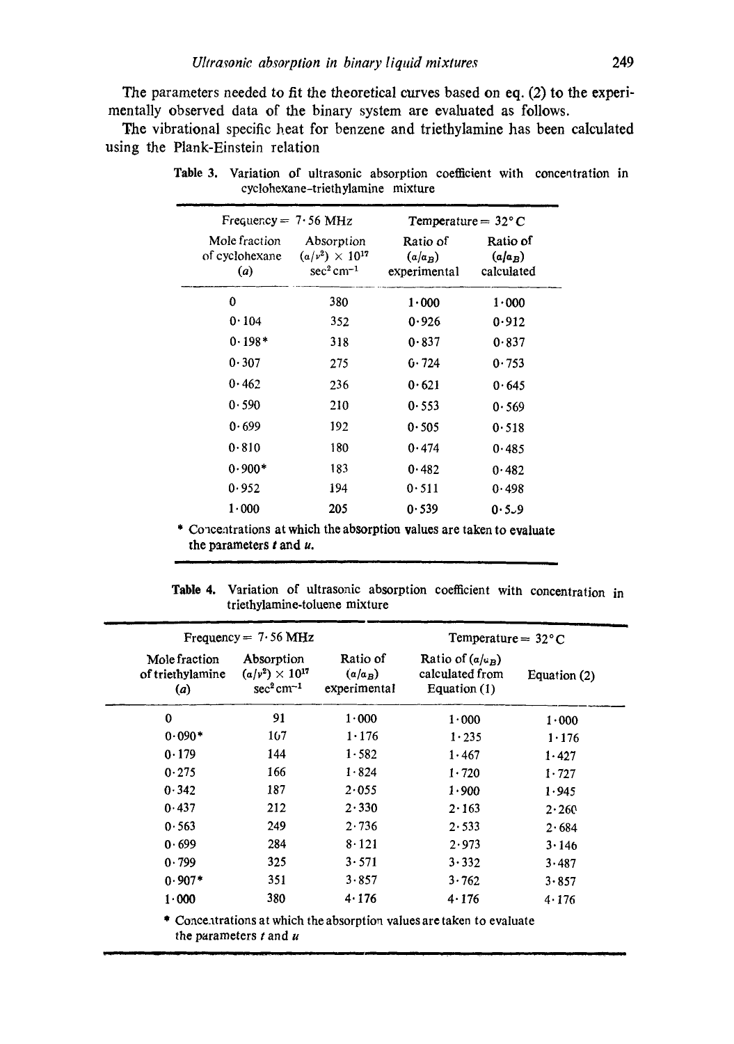The parameters needed to fit the theoretical curves based on eq. (2) to the experimentally observed data of the binary system are evaluated as follows.

The vibrational specific heat for benzene and triethylamine has been calculated using the Plank-Einstein relation

**Table 3.** Variation of ultrasonic absorption coefficient with concentration in cyclohexane-triethylamine mixture

| Frequency = 7·56 MHz | | Temperature = 32° C | |
|---|---|---|---|
| Mole fraction of cyclohexane ($a$) | Absorption $(\alpha/\nu^2) \times 10^{17}$ $\mathrm{sec^2\,cm^{-1}}$ | Ratio of $(\alpha/\alpha_B)$ experimental | Ratio of $(\alpha/\alpha_B)$ calculated |
| 0 | 380 | 1·000 | 1·000 |
| 0·104 | 352 | 0·926 | 0·912 |
| 0·198* | 318 | 0·837 | 0·837 |
| 0·307 | 275 | 0·724 | 0·753 |
| 0·462 | 236 | 0·621 | 0·645 |
| 0·590 | 210 | 0·553 | 0·569 |
| 0·699 | 192 | 0·505 | 0·518 |
| 0·810 | 180 | 0·474 | 0·485 |
| 0·900* | 183 | 0·482 | 0·482 |
| 0·952 | 194 | 0·511 | 0·498 |
| 1·000 | 205 | 0·539 | 0·5_9 |

\* Concentrations at which the absorption values are taken to evaluate the parameters $t$ and $u$.

**Table 4.** Variation of ultrasonic absorption coefficient with concentration in triethylamine-toluene mixture

| Frequency = 7·56 MHz | | | Temperature = 32° C | |
|---|---|---|---|---|
| Mole fraction of triethylamine ($a$) | Absorption $(\alpha/\nu^2) \times 10^{17}$ $\mathrm{sec^2\,cm^{-1}}$ | Ratio of $(\alpha/\alpha_B)$ experimental | Ratio of $(\alpha/\alpha_B)$ calculated from Equation (1) | Equation (2) |
| 0 | 91 | 1·000 | 1·000 | 1·000 |
| 0·090* | 107 | 1·176 | 1·235 | 1·176 |
| 0·179 | 144 | 1·582 | 1·467 | 1·427 |
| 0·275 | 166 | 1·824 | 1·720 | 1·727 |
| 0·342 | 187 | 2·055 | 1·900 | 1·945 |
| 0·437 | 212 | 2·330 | 2·163 | 2·260 |
| 0·563 | 249 | 2·736 | 2·533 | 2·684 |
| 0·699 | 284 | 8·121 | 2·973 | 3·146 |
| 0·799 | 325 | 3·571 | 3·332 | 3·487 |
| 0·907* | 351 | 3·857 | 3·762 | 3·857 |
| 1·000 | 380 | 4·176 | 4·176 | 4·176 |

\* Concentrations at which the absorption values are taken to evaluate the parameters $t$ and $u$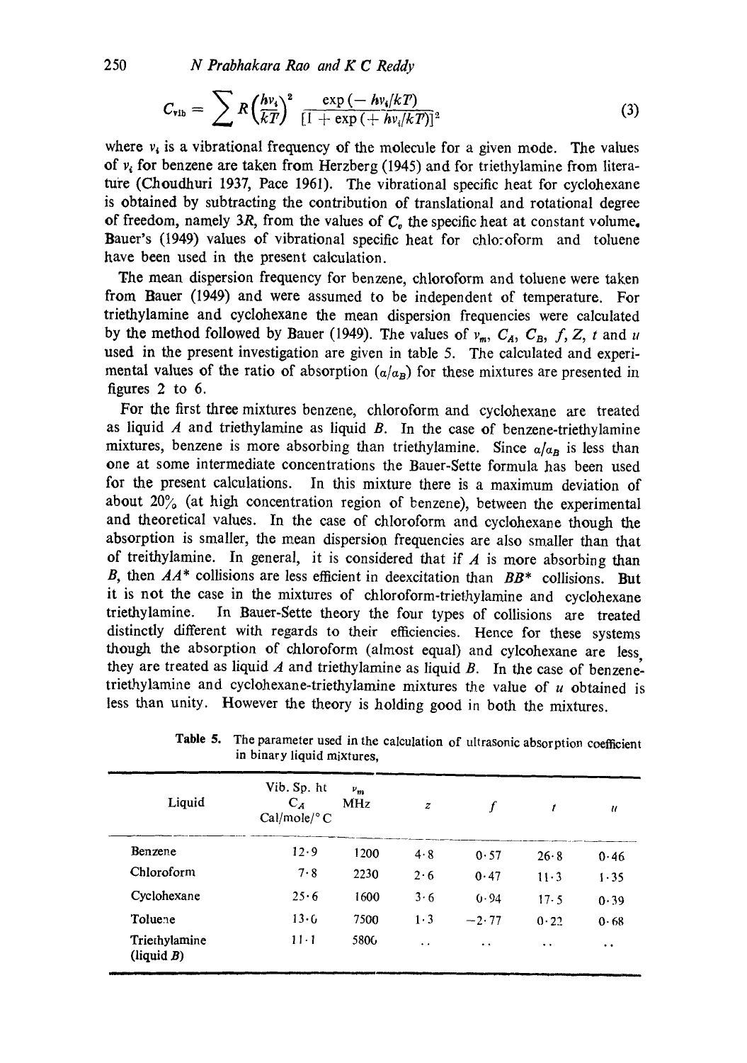$$C_{\text{vib}} = \sum R\left(\frac{h\nu_i}{kT}\right)^2 \frac{\exp(-h\nu_i/kT)}{[1 + \exp(+h\nu_i/kT)]^2} \tag{3}$$

where $\nu_i$ is a vibrational frequency of the molecule for a given mode. The values of $\nu_i$ for benzene are taken from Herzberg (1945) and for triethylamine from literature (Choudhuri 1937, Pace 1961). The vibrational specific heat for cyclohexane is obtained by subtracting the contribution of translational and rotational degree of freedom, namely $3R$, from the values of $C_v$ the specific heat at constant volume. Bauer's (1949) values of vibrational specific heat for chloroform and toluene have been used in the present calculation.

The mean dispersion frequency for benzene, chloroform and toluene were taken from Bauer (1949) and were assumed to be independent of temperature. For triethylamine and cyclohexane the mean dispersion frequencies were calculated by the method followed by Bauer (1949). The values of $\nu_m$, $C_A$, $C_B$, $f$, $Z$, $t$ and $u$ used in the present investigation are given in table 5. The calculated and experimental values of the ratio of absorption $(\alpha/\alpha_B)$ for these mixtures are presented in figures 2 to 6.

For the first three mixtures benzene, chloroform and cyclohexane are treated as liquid $A$ and triethylamine as liquid $B$. In the case of benzene-triethylamine mixtures, benzene is more absorbing than triethylamine. Since $\alpha/\alpha_B$ is less than one at some intermediate concentrations the Bauer-Sette formula has been used for the present calculations. In this mixture there is a maximum deviation of about 20% (at high concentration region of benzene), between the experimental and theoretical values. In the case of chloroform and cyclohexane though the absorption is smaller, the mean dispersion frequencies are also smaller than that of treithylamine. In general, it is considered that if $A$ is more absorbing than $B$, then $AA^*$ collisions are less efficient in deexcitation than $BB^*$ collisions. But it is not the case in the mixtures of chloroform-triethylamine and cyclohexane triethylamine. In Bauer-Sette theory the four types of collisions are treated distinctly different with regards to their efficiencies. Hence for these systems though the absorption of chloroform (almost equal) and cylcohexane are less, they are treated as liquid $A$ and triethylamine as liquid $B$. In the case of benzene-triethylamine and cyclohexane-triethylamine mixtures the value of $u$ obtained is less than unity. However the theory is holding good in both the mixtures.

**Table 5.** The parameter used in the calculation of ultrasonic absorption coefficient in binary liquid mixtures,

| Liquid | Vib. Sp. ht $C_A$ Cal/mole/° C | $\nu_m$ MHz | $z$ | $f$ | $t$ | $u$ |
|---|---|---|---|---|---|---|
| Benzene | 12·9 | 1200 | 4·8 | 0·57 | 26·8 | 0·46 |
| Chloroform | 7·8 | 2230 | 2·6 | 0·47 | 11·3 | 1·35 |
| Cyclohexane | 25·6 | 1600 | 3·6 | 0·94 | 17·5 | 0·39 |
| Toluene | 13·6 | 7500 | 1·3 | −2·77 | 0·22 | 0·68 |
| Triethylamine (liquid $B$) | 11·1 | 5800 | .. | .. | .. | .. |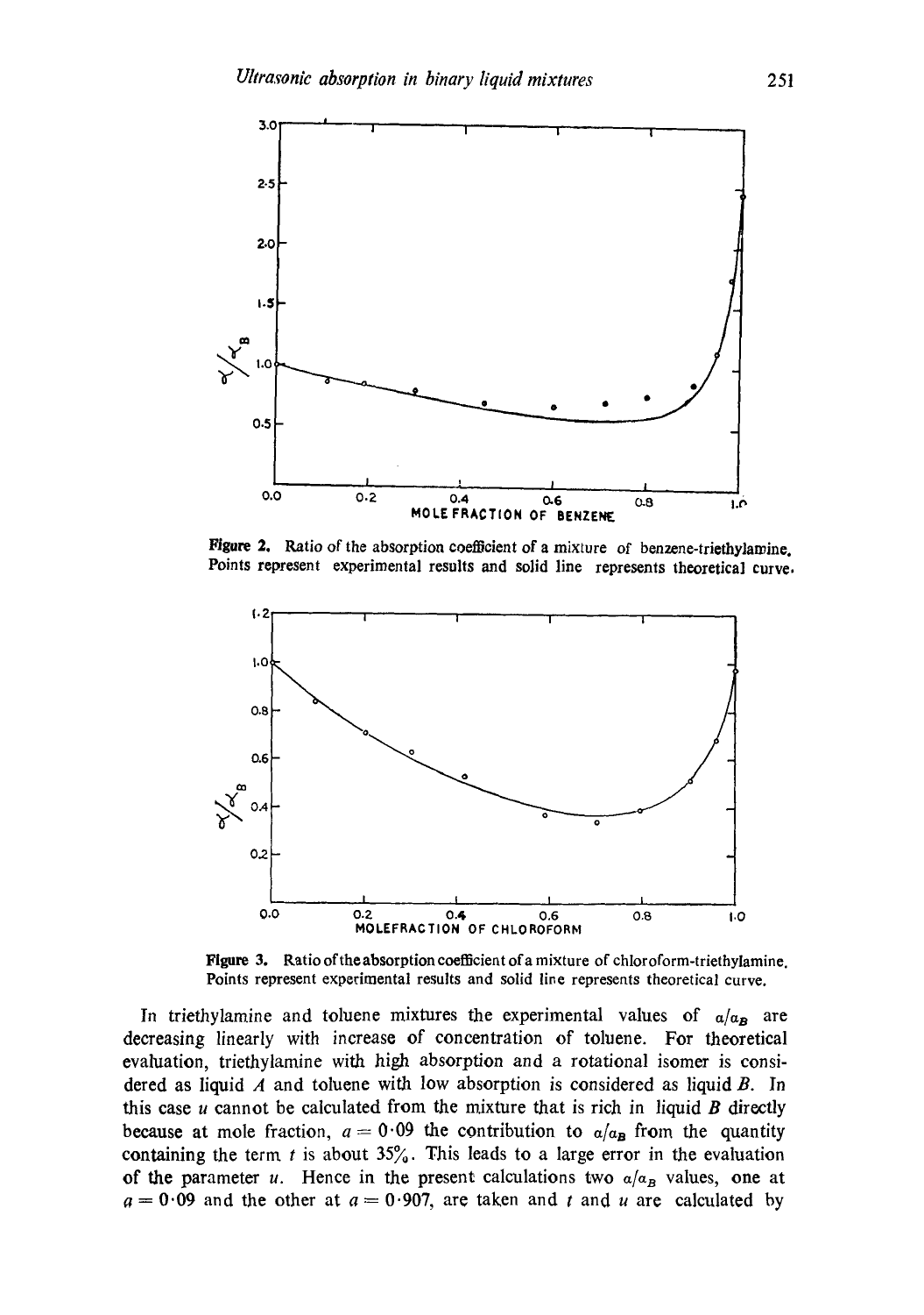**Figure 2.** Ratio of the absorption coefficient of a mixture of benzene-triethylamine. Points represent experimental results and solid line represents theoretical curve.

**Figure 3.** Ratio of the absorption coefficient of a mixture of chloroform-triethylamine. Points represent experimental results and solid line represents theoretical curve.

In triethylamine and toluene mixtures the experimental values of $\alpha/\alpha_B$ are decreasing linearly with increase of concentration of toluene. For theoretical evaluation, triethylamine with high absorption and a rotational isomer is considered as liquid $A$ and toluene with low absorption is considered as liquid $B$. In this case $u$ cannot be calculated from the mixture that is rich in liquid $B$ directly because at mole fraction, $a = 0{\cdot}09$ the contribution to $\alpha/\alpha_B$ from the quantity containing the term $t$ is about 35%. This leads to a large error in the evaluation of the parameter $u$. Hence in the present calculations two $\alpha/\alpha_B$ values, one at $a = 0{\cdot}09$ and the other at $a = 0{\cdot}907$, are taken and $t$ and $u$ are calculated by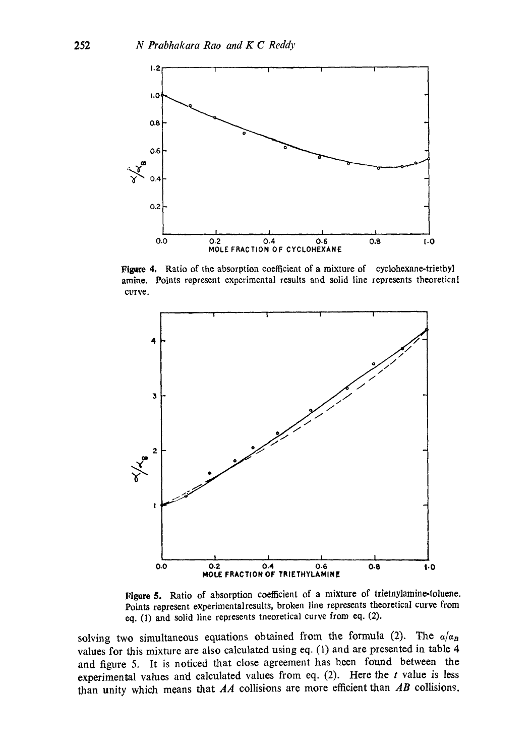Figure 4. Ratio of the absorption coefficient of a mixture of cyclohexane-triethyl amine. Points represent experimental results and solid line represents theoretical curve.

Figure 5. Ratio of absorption coefficient of a mixture of trietnylamine-toluene. Points represent experimentalresults, broken line represents theoretical curve from eq. (1) and solid line represents tneoretical curve from eq. (2).

solving two simultaneous equations obtained from the formula (2). The $\alpha/\alpha_B$ values for this mixture are also calculated using eq. (1) and are presented in table 4 and figure 5. It is noticed that close agreement has been found between the experimental values and calculated values from eq. (2). Here the $t$ value is less than unity which means that $AA$ collisions are more efficient than $AB$ collisions.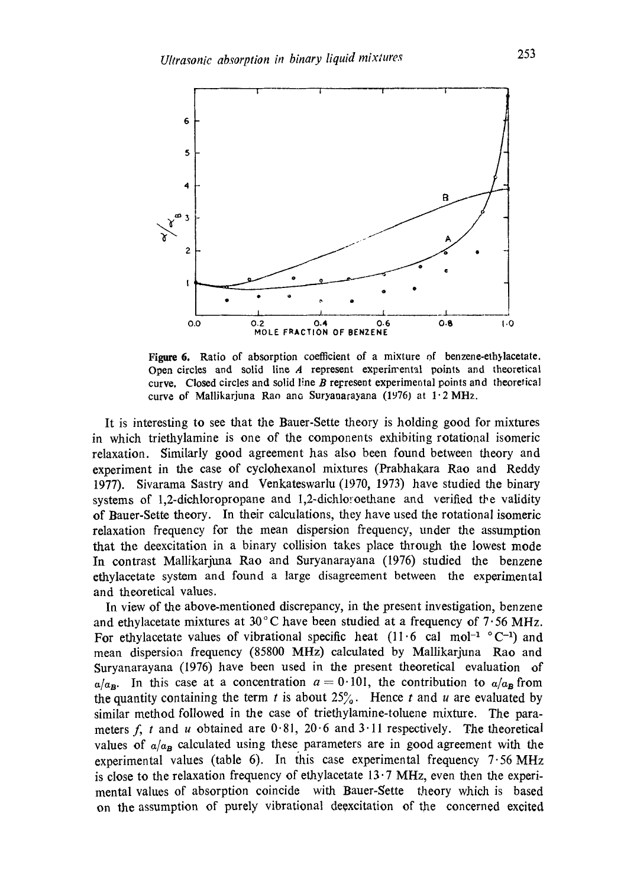Figure 6. Ratio of absorption coefficient of a mixture of benzene-ethylacetate. Open circles and solid line $A$ represent experimental points and theoretical curve. Closed circles and solid line $B$ represent experimental points and theoretical curve of Mallikarjuna Rao and Suryanarayana (1976) at 1·2 MHz.

It is interesting to see that the Bauer-Sette theory is holding good for mixtures in which triethylamine is one of the components exhibiting rotational isomeric relaxation. Similarly good agreement has also been found between theory and experiment in the case of cyclohexanol mixtures (Prabhakara Rao and Reddy 1977). Sivarama Sastry and Venkateswarlu (1970, 1973) have studied the binary systems of 1,2-dichloropropane and 1,2-dichloroethane and verified the validity of Bauer-Sette theory. In their calculations, they have used the rotational isomeric relaxation frequency for the mean dispersion frequency, under the assumption that the deexcitation in a binary collision takes place through the lowest mode In contrast Mallikarjuna Rao and Suryanarayana (1976) studied the benzene ethylacetate system and found a large disagreement between the experimental and theoretical values.

In view of the above-mentioned discrepancy, in the present investigation, benzene and ethylacetate mixtures at 30° C have been studied at a frequency of 7·56 MHz. For ethylacetate values of vibrational specific heat (11·6 cal mol$^{-1}$ °C$^{-1}$) and mean dispersion frequency (85800 MHz) calculated by Mallikarjuna Rao and Suryanarayana (1976) have been used in the present theoretical evaluation of $\alpha/\alpha_B$. In this case at a concentration $a = 0{\cdot}101$, the contribution to $\alpha/\alpha_B$ from the quantity containing the term $t$ is about 25%. Hence $t$ and $u$ are evaluated by similar method followed in the case of triethylamine-toluene mixture. The parameters $f$, $t$ and $u$ obtained are 0·81, 20·6 and 3·11 respectively. The theoretical values of $\alpha/\alpha_B$ calculated using these parameters are in good agreement with the experimental values (table 6). In this case experimental frequency 7·56 MHz is close to the relaxation frequency of ethylacetate 13·7 MHz, even then the experimental values of absorption coincide with Bauer-Sette theory which is based on the assumption of purely vibrational deexcitation of the concerned excited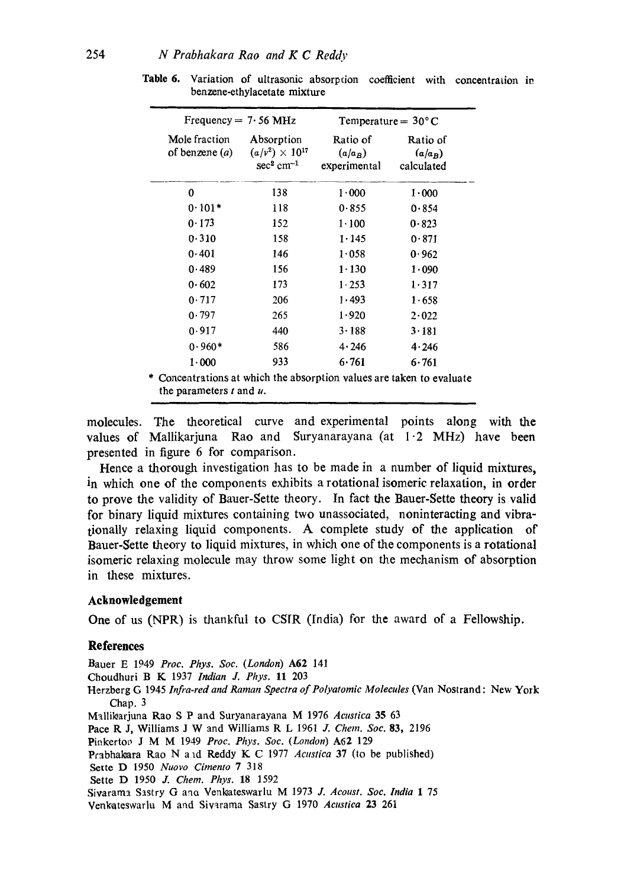**Table 6.** Variation of ultrasonic absorption coefficient with concentration in benzene-ethylacetate mixture

| Frequency = 7·56 MHz | | Temperature = 30°C | |
|---|---|---|---|
| Mole fraction of benzene ($a$) | Absorption $(\alpha/\nu^2) \times 10^{17}$ $\mathrm{sec^2\ cm^{-1}}$ | Ratio of $(\alpha/\alpha_B)$ experimental | Ratio of $(\alpha/\alpha_B)$ calculated |
| 0 | 138 | 1·000 | 1·000 |
| 0·101* | 118 | 0·855 | 0·854 |
| 0·173 | 152 | 1·100 | 0·823 |
| 0·310 | 158 | 1·145 | 0·871 |
| 0·401 | 146 | 1·058 | 0·962 |
| 0·489 | 156 | 1·130 | 1·090 |
| 0·602 | 173 | 1·253 | 1·317 |
| 0·717 | 206 | 1·493 | 1·658 |
| 0·797 | 265 | 1·920 | 2·022 |
| 0·917 | 440 | 3·188 | 3·181 |
| 0·960* | 586 | 4·246 | 4·246 |
| 1·000 | 933 | 6·761 | 6·761 |

\* Concentrations at which the absorption values are taken to evaluate the parameters $t$ and $u$.

molecules. The theoretical curve and experimental points along with the values of Mallikarjuna Rao and Suryanarayana (at 1·2 MHz) have been presented in figure 6 for comparison.

Hence a thorough investigation has to be made in a number of liquid mixtures, in which one of the components exhibits a rotational isomeric relaxation, in order to prove the validity of Bauer-Sette theory. In fact the Bauer-Sette theory is valid for binary liquid mixtures containing two unassociated, noninteracting and vibrationally relaxing liquid components. A complete study of the application of Bauer-Sette theory to liquid mixtures, in which one of the components is a rotational isomeric relaxing molecule may throw some light on the mechanism of absorption in these mixtures.

## Acknowledgement

One of us (NPR) is thankful to CSIR (India) for the award of a Fellowship.

## References

Bauer E 1949 *Proc. Phys. Soc. (London)* **A62** 141

Choudhuri B K 1937 *Indian J. Phys.* **11** 203

Herzberg G 1945 *Infra-red and Raman Spectra of Polyatomic Molecules* (Van Nostrand: New York Chap. 3

Mallikarjuna Rao S P and Suryanarayana M 1976 *Acustica* **35** 63

Pace R J, Williams J W and Williams R L 1961 *J. Chem. Soc.* **83**, 2196

Pinkerton J M M 1949 *Proc. Phys. Soc. (London)* **A62** 129

Prabhakara Rao N and Reddy K C 1977 *Acustica* **37** (to be published)

Sette D 1950 *Nuovo Cimento* **7** 318

Sette D 1950 *J. Chem. Phys.* **18** 1592

Sivarama Sastry G and Venkateswarlu M 1973 *J. Acoust. Soc. India* **1** 75

Venkateswarlu M and Sivarama Sastry G 1970 *Acustica* **23** 261